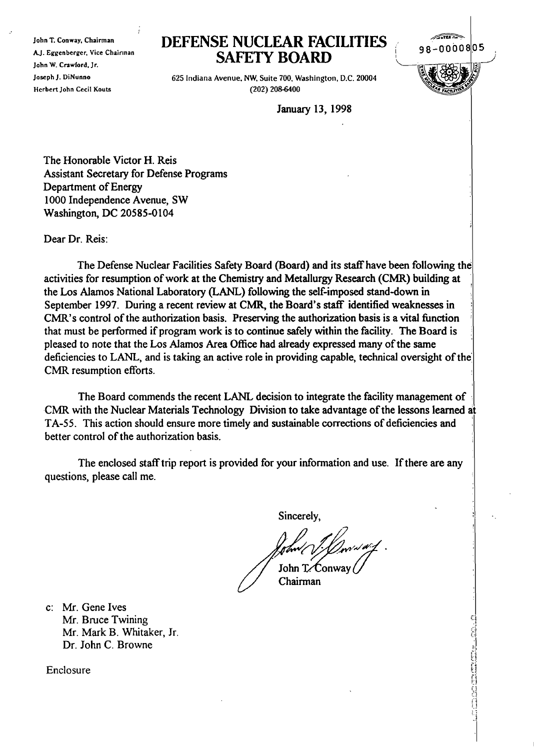John T. Conway, Chairman
A.J. Eggenberger, Vice Chairman
John W. Crawford, Jr.
Joseph J. DiNunno
Herbert John Cecil Kouts

# DEFENSE NUCLEAR FACILITIES SAFETY BOARD

625 Indiana Avenue, NW, Suite 700, Washington, D.C. 20004
(202) 208-6400

98-0000805

January 13, 1998

The Honorable Victor H. Reis
Assistant Secretary for Defense Programs
Department of Energy
1000 Independence Avenue, SW
Washington, DC 20585-0104

Dear Dr. Reis:

The Defense Nuclear Facilities Safety Board (Board) and its staff have been following the activities for resumption of work at the Chemistry and Metallurgy Research (CMR) building at the Los Alamos National Laboratory (LANL) following the self-imposed stand-down in September 1997. During a recent review at CMR, the Board's staff identified weaknesses in CMR's control of the authorization basis. Preserving the authorization basis is a vital function that must be performed if program work is to continue safely within the facility. The Board is pleased to note that the Los Alamos Area Office had already expressed many of the same deficiencies to LANL, and is taking an active role in providing capable, technical oversight of the CMR resumption efforts.

The Board commends the recent LANL decision to integrate the facility management of CMR with the Nuclear Materials Technology Division to take advantage of the lessons learned at TA-55. This action should ensure more timely and sustainable corrections of deficiencies and better control of the authorization basis.

The enclosed staff trip report is provided for your information and use. If there are any questions, please call me.

Sincerely,

John T. Conway
Chairman

c: Mr. Gene Ives
Mr. Bruce Twining
Mr. Mark B. Whitaker, Jr.
Dr. John C. Browne

Enclosure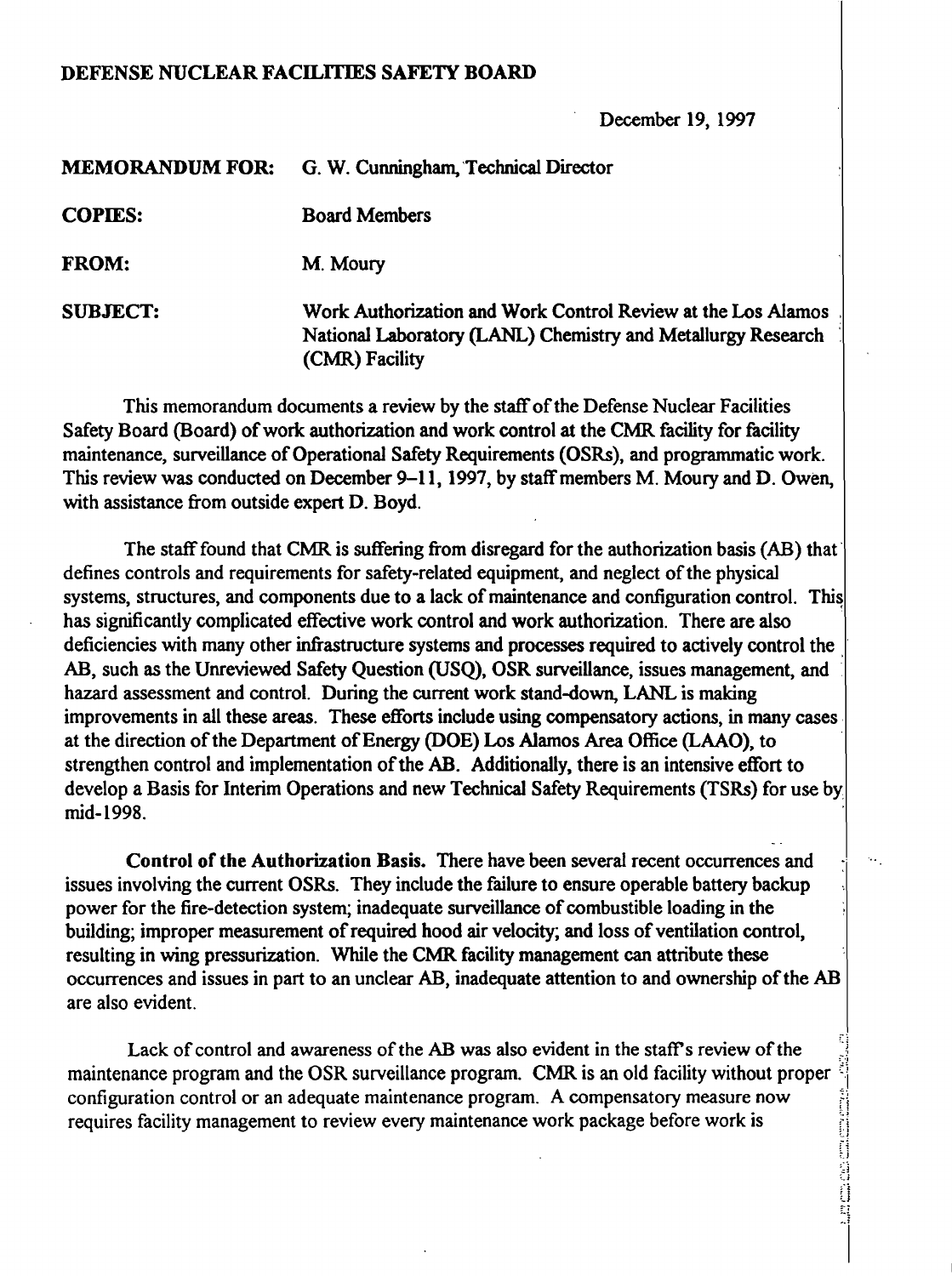**DEFENSE NUCLEAR FACILITIES SAFETY BOARD**

December 19, 1997

**MEMORANDUM FOR:** G. W. Cunningham, Technical Director

**COPIES:** Board Members

**FROM:** M. Moury

**SUBJECT:** Work Authorization and Work Control Review at the Los Alamos National Laboratory (LANL) Chemistry and Metallurgy Research (CMR) Facility

This memorandum documents a review by the staff of the Defense Nuclear Facilities Safety Board (Board) of work authorization and work control at the CMR facility for facility maintenance, surveillance of Operational Safety Requirements (OSRs), and programmatic work. This review was conducted on December 9–11, 1997, by staff members M. Moury and D. Owen, with assistance from outside expert D. Boyd.

The staff found that CMR is suffering from disregard for the authorization basis (AB) that defines controls and requirements for safety-related equipment, and neglect of the physical systems, structures, and components due to a lack of maintenance and configuration control. This has significantly complicated effective work control and work authorization. There are also deficiencies with many other infrastructure systems and processes required to actively control the AB, such as the Unreviewed Safety Question (USQ), OSR surveillance, issues management, and hazard assessment and control. During the current work stand-down, LANL is making improvements in all these areas. These efforts include using compensatory actions, in many cases at the direction of the Department of Energy (DOE) Los Alamos Area Office (LAAO), to strengthen control and implementation of the AB. Additionally, there is an intensive effort to develop a Basis for Interim Operations and new Technical Safety Requirements (TSRs) for use by mid-1998.

**Control of the Authorization Basis.** There have been several recent occurrences and issues involving the current OSRs. They include the failure to ensure operable battery backup power for the fire-detection system; inadequate surveillance of combustible loading in the building; improper measurement of required hood air velocity; and loss of ventilation control, resulting in wing pressurization. While the CMR facility management can attribute these occurrences and issues in part to an unclear AB, inadequate attention to and ownership of the AB are also evident.

Lack of control and awareness of the AB was also evident in the staff's review of the maintenance program and the OSR surveillance program. CMR is an old facility without proper configuration control or an adequate maintenance program. A compensatory measure now requires facility management to review every maintenance work package before work is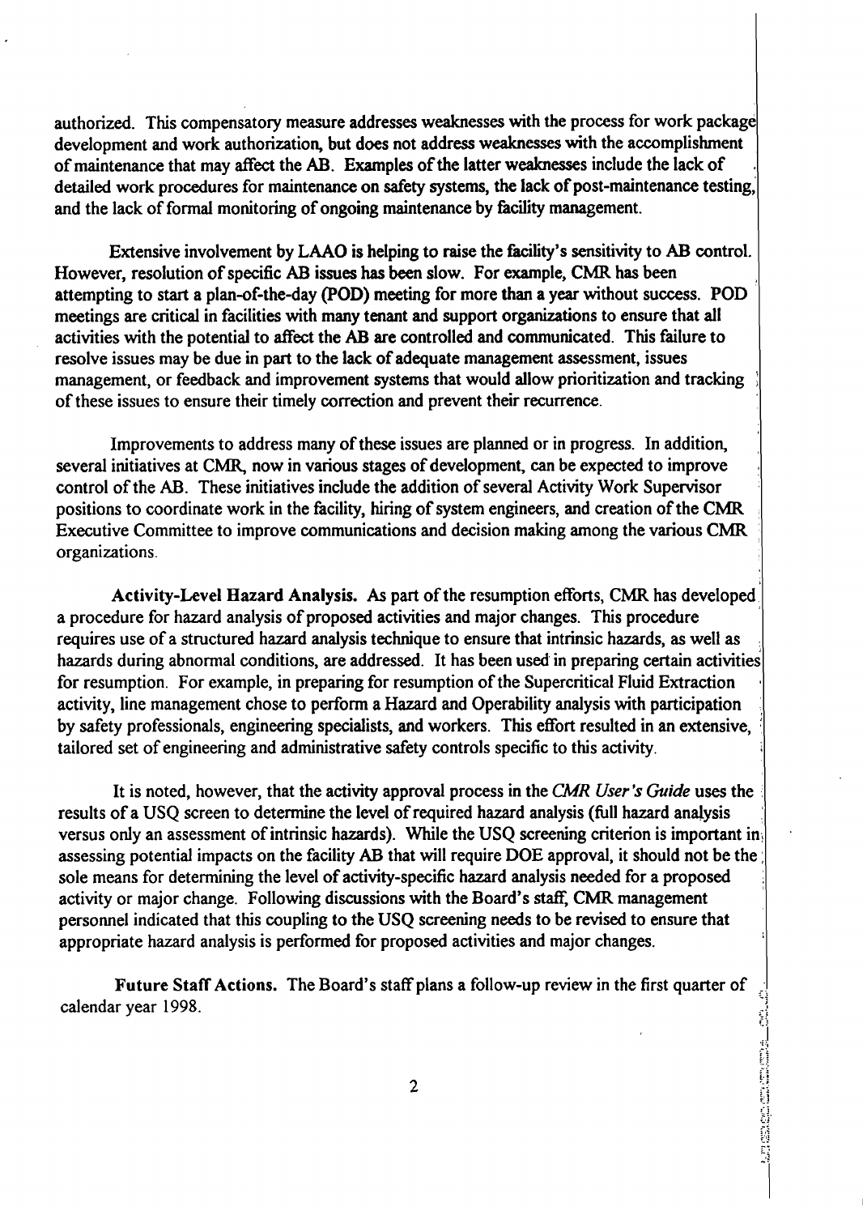authorized. This compensatory measure addresses weaknesses with the process for work package development and work authorization, but does not address weaknesses with the accomplishment of maintenance that may affect the AB. Examples of the latter weaknesses include the lack of detailed work procedures for maintenance on safety systems, the lack of post-maintenance testing, and the lack of formal monitoring of ongoing maintenance by facility management.

Extensive involvement by LAAO is helping to raise the facility's sensitivity to AB control. However, resolution of specific AB issues has been slow. For example, CMR has been attempting to start a plan-of-the-day (POD) meeting for more than a year without success. POD meetings are critical in facilities with many tenant and support organizations to ensure that all activities with the potential to affect the AB are controlled and communicated. This failure to resolve issues may be due in part to the lack of adequate management assessment, issues management, or feedback and improvement systems that would allow prioritization and tracking of these issues to ensure their timely correction and prevent their recurrence.

Improvements to address many of these issues are planned or in progress. In addition, several initiatives at CMR, now in various stages of development, can be expected to improve control of the AB. These initiatives include the addition of several Activity Work Supervisor positions to coordinate work in the facility, hiring of system engineers, and creation of the CMR Executive Committee to improve communications and decision making among the various CMR organizations.

**Activity-Level Hazard Analysis.** As part of the resumption efforts, CMR has developed a procedure for hazard analysis of proposed activities and major changes. This procedure requires use of a structured hazard analysis technique to ensure that intrinsic hazards, as well as hazards during abnormal conditions, are addressed. It has been used in preparing certain activities for resumption. For example, in preparing for resumption of the Supercritical Fluid Extraction activity, line management chose to perform a Hazard and Operability analysis with participation by safety professionals, engineering specialists, and workers. This effort resulted in an extensive, tailored set of engineering and administrative safety controls specific to this activity.

It is noted, however, that the activity approval process in the *CMR User's Guide* uses the results of a USQ screen to determine the level of required hazard analysis (full hazard analysis versus only an assessment of intrinsic hazards). While the USQ screening criterion is important in assessing potential impacts on the facility AB that will require DOE approval, it should not be the sole means for determining the level of activity-specific hazard analysis needed for a proposed activity or major change. Following discussions with the Board's staff, CMR management personnel indicated that this coupling to the USQ screening needs to be revised to ensure that appropriate hazard analysis is performed for proposed activities and major changes.

**Future Staff Actions.** The Board's staff plans a follow-up review in the first quarter of calendar year 1998.